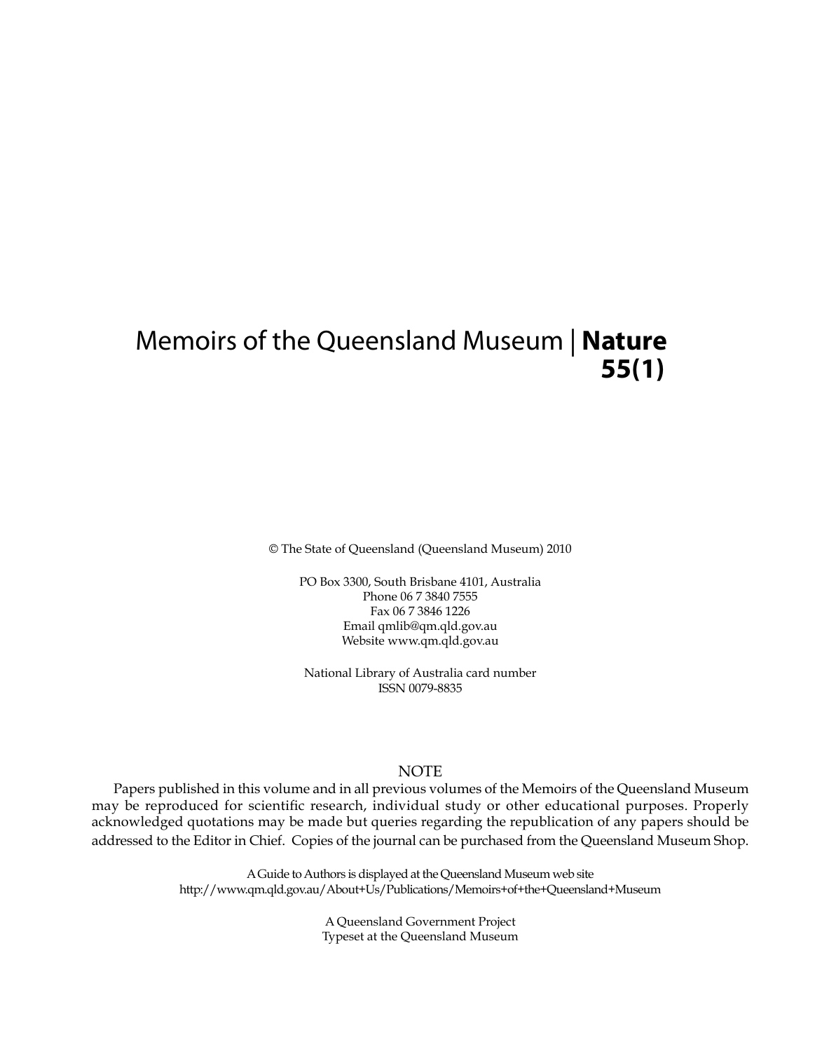# Memoirs of the Queensland Museum | **Nature 55(1)**

© The State of Queensland (Queensland Museum) 2010

PO Box 3300, South Brisbane 4101, Australia
Phone 06 7 3840 7555
Fax 06 7 3846 1226
Email qmlib@qm.qld.gov.au
Website www.qm.qld.gov.au

National Library of Australia card number
ISSN 0079-8835

NOTE

Papers published in this volume and in all previous volumes of the Memoirs of the Queensland Museum may be reproduced for scientific research, individual study or other educational purposes. Properly acknowledged quotations may be made but queries regarding the republication of any papers should be addressed to the Editor in Chief. Copies of the journal can be purchased from the Queensland Museum Shop.

A Guide to Authors is displayed at the Queensland Museum web site
http://www.qm.qld.gov.au/About+Us/Publications/Memoirs+of+the+Queensland+Museum

A Queensland Government Project
Typeset at the Queensland Museum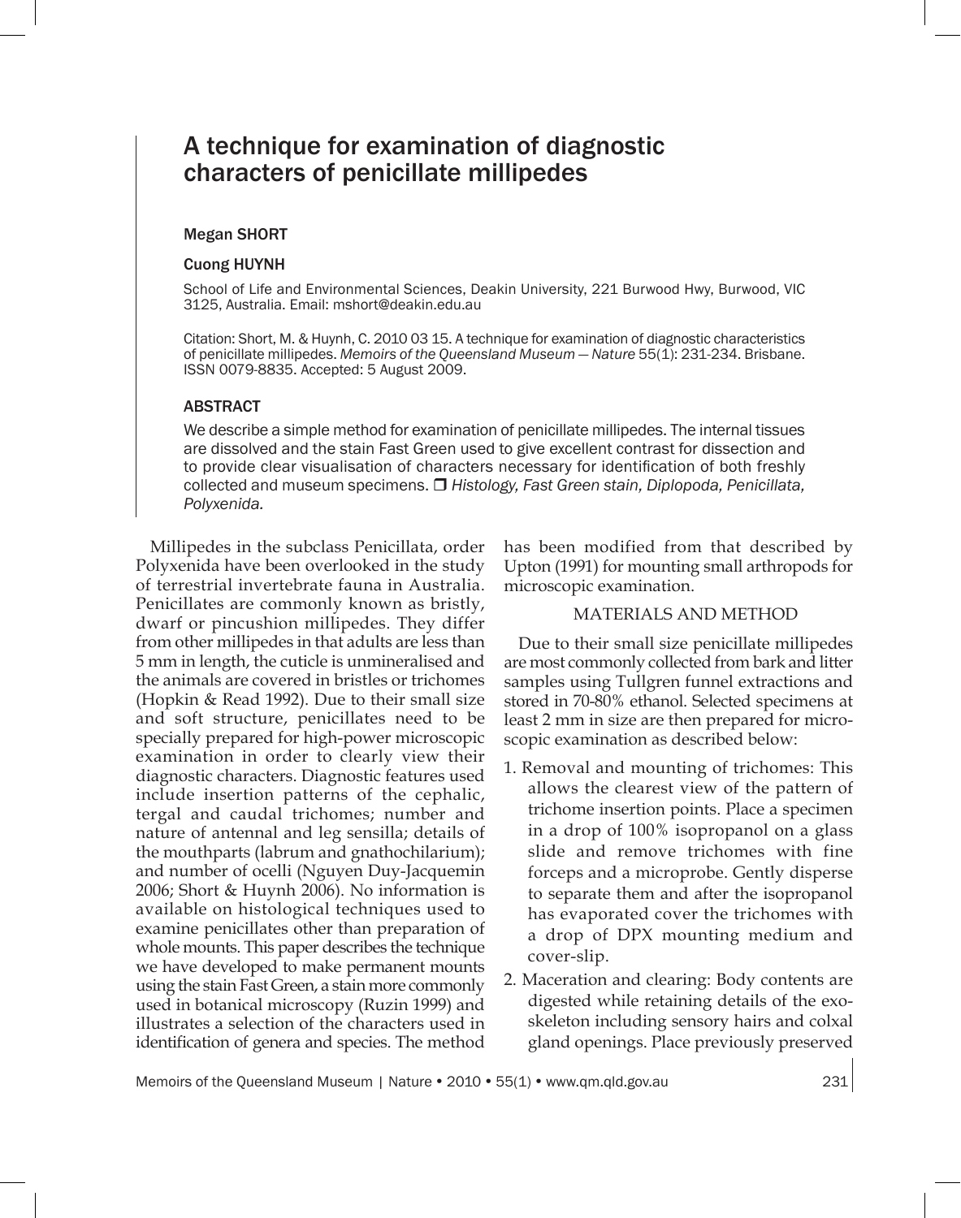# A technique for examination of diagnostic characters of penicillate millipedes

Megan SHORT

Cuong HUYNH

School of Life and Environmental Sciences, Deakin University, 221 Burwood Hwy, Burwood, VIC 3125, Australia. Email: mshort@deakin.edu.au

Citation: Short, M. & Huynh, C. 2010 03 15. A technique for examination of diagnostic characteristics of penicillate millipedes. *Memoirs of the Queensland Museum — Nature* 55(1): 231-234. Brisbane. ISSN 0079-8835. Accepted: 5 August 2009.

## ABSTRACT

We describe a simple method for examination of penicillate millipedes. The internal tissues are dissolved and the stain Fast Green used to give excellent contrast for dissection and to provide clear visualisation of characters necessary for identification of both freshly collected and museum specimens. ❒ *Histology, Fast Green stain, Diplopoda, Penicillata, Polyxenida.*

Millipedes in the subclass Penicillata, order Polyxenida have been overlooked in the study of terrestrial invertebrate fauna in Australia. Penicillates are commonly known as bristly, dwarf or pincushion millipedes. They differ from other millipedes in that adults are less than 5 mm in length, the cuticle is unmineralised and the animals are covered in bristles or trichomes (Hopkin & Read 1992). Due to their small size and soft structure, penicillates need to be specially prepared for high-power microscopic examination in order to clearly view their diagnostic characters. Diagnostic features used include insertion patterns of the cephalic, tergal and caudal trichomes; number and nature of antennal and leg sensilla; details of the mouthparts (labrum and gnathochilarium); and number of ocelli (Nguyen Duy-Jacquemin 2006; Short & Huynh 2006). No information is available on histological techniques used to examine penicillates other than preparation of whole mounts. This paper describes the technique we have developed to make permanent mounts using the stain Fast Green, a stain more commonly used in botanical microscopy (Ruzin 1999) and illustrates a selection of the characters used in identification of genera and species. The method has been modified from that described by Upton (1991) for mounting small arthropods for microscopic examination.

## MATERIALS AND METHOD

Due to their small size penicillate millipedes are most commonly collected from bark and litter samples using Tullgren funnel extractions and stored in 70-80% ethanol. Selected specimens at least 2 mm in size are then prepared for microscopic examination as described below:

1. Removal and mounting of trichomes: This allows the clearest view of the pattern of trichome insertion points. Place a specimen in a drop of 100% isopropanol on a glass slide and remove trichomes with fine forceps and a microprobe. Gently disperse to separate them and after the isopropanol has evaporated cover the trichomes with a drop of DPX mounting medium and cover-slip.
2. Maceration and clearing: Body contents are digested while retaining details of the exoskeleton including sensory hairs and colxal gland openings. Place previously preserved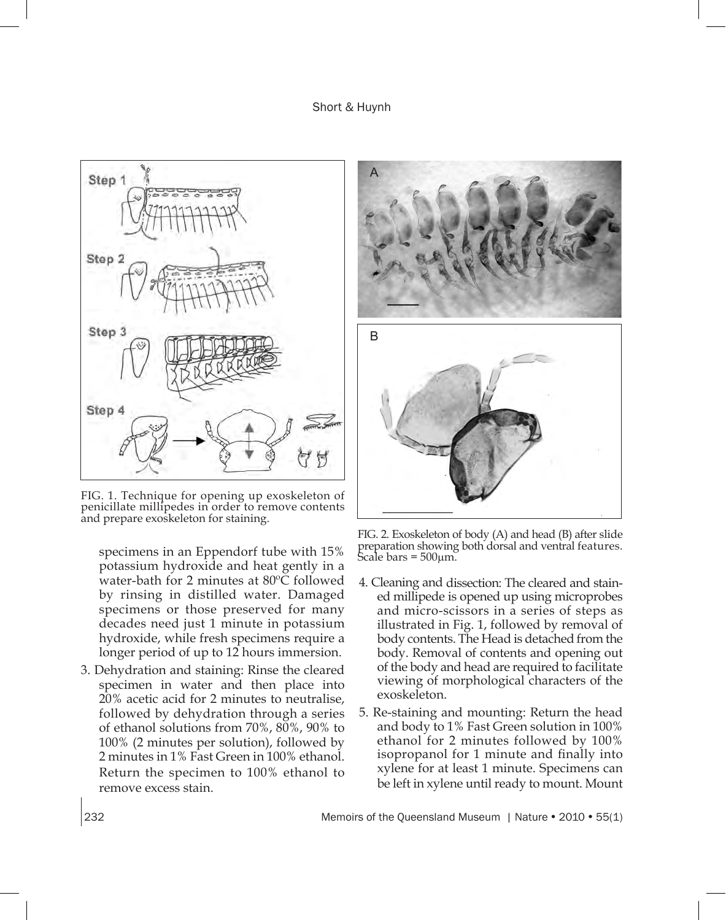FIG. 1. Technique for opening up exoskeleton of penicillate millipedes in order to remove contents and prepare exoskeleton for staining.

specimens in an Eppendorf tube with 15% potassium hydroxide and heat gently in a water-bath for 2 minutes at 80ºC followed by rinsing in distilled water. Damaged specimens or those preserved for many decades need just 1 minute in potassium hydroxide, while fresh specimens require a longer period of up to 12 hours immersion.

3. Dehydration and staining: Rinse the cleared specimen in water and then place into 20% acetic acid for 2 minutes to neutralise, followed by dehydration through a series of ethanol solutions from 70%, 80%, 90% to 100% (2 minutes per solution), followed by 2 minutes in 1% Fast Green in 100% ethanol. Return the specimen to 100% ethanol to remove excess stain.

FIG. 2. Exoskeleton of body (A) and head (B) after slide preparation showing both dorsal and ventral features. Scale bars = 500µm.

4. Cleaning and dissection: The cleared and stained millipede is opened up using microprobes and micro-scissors in a series of steps as illustrated in Fig. 1, followed by removal of body contents. The Head is detached from the body. Removal of contents and opening out of the body and head are required to facilitate viewing of morphological characters of the exoskeleton.

5. Re-staining and mounting: Return the head and body to 1% Fast Green solution in 100% ethanol for 2 minutes followed by 100% isopropanol for 1 minute and finally into xylene for at least 1 minute. Specimens can be left in xylene until ready to mount. Mount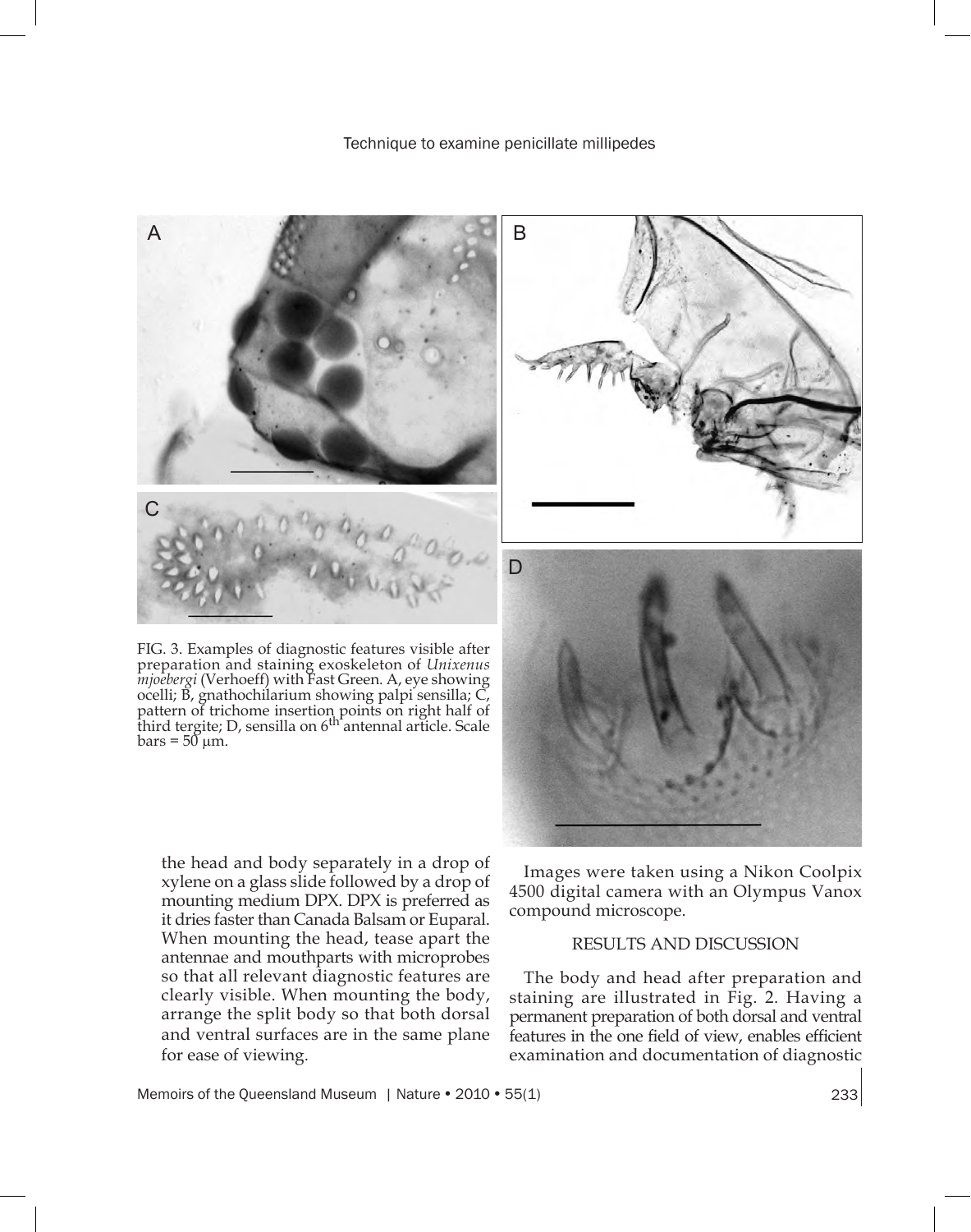FIG. 3. Examples of diagnostic features visible after preparation and staining exoskeleton of *Unixenus mjoebergi* (Verhoeff) with Fast Green. A, eye showing ocelli; B, gnathochilarium showing palpi sensilla; C, pattern of trichome insertion points on right half of third tergite; D, sensilla on 6$^{th}$ antennal article. Scale bars = 50 µm.

the head and body separately in a drop of xylene on a glass slide followed by a drop of mounting medium DPX. DPX is preferred as it dries faster than Canada Balsam or Euparal. When mounting the head, tease apart the antennae and mouthparts with microprobes so that all relevant diagnostic features are clearly visible. When mounting the body, arrange the split body so that both dorsal and ventral surfaces are in the same plane for ease of viewing.

Images were taken using a Nikon Coolpix 4500 digital camera with an Olympus Vanox compound microscope.

## RESULTS AND DISCUSSION

The body and head after preparation and staining are illustrated in Fig. 2. Having a permanent preparation of both dorsal and ventral features in the one field of view, enables efficient examination and documentation of diagnostic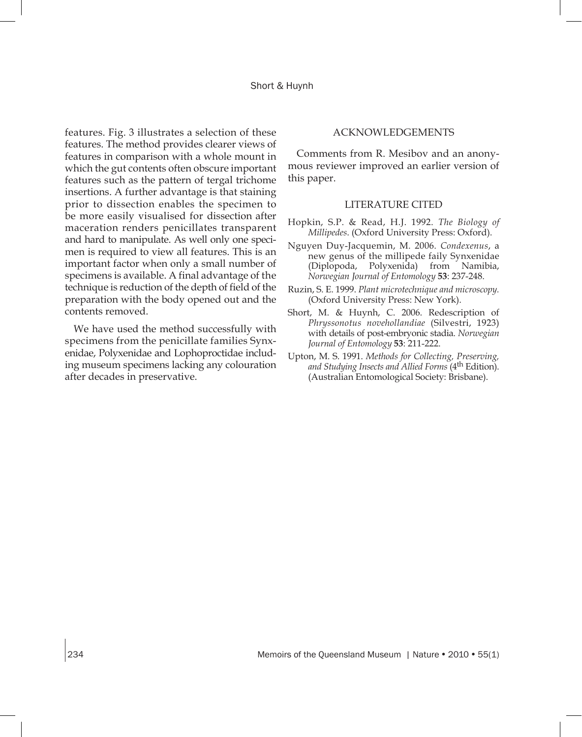features. Fig. 3 illustrates a selection of these features. The method provides clearer views of features in comparison with a whole mount in which the gut contents often obscure important features such as the pattern of tergal trichome insertions. A further advantage is that staining prior to dissection enables the specimen to be more easily visualised for dissection after maceration renders penicillates transparent and hard to manipulate. As well only one specimen is required to view all features. This is an important factor when only a small number of specimens is available. A final advantage of the technique is reduction of the depth of field of the preparation with the body opened out and the contents removed.

We have used the method successfully with specimens from the penicillate families Synxenidae, Polyxenidae and Lophoproctidae including museum specimens lacking any colouration after decades in preservative.

## ACKNOWLEDGEMENTS

Comments from R. Mesibov and an anonymous reviewer improved an earlier version of this paper.

## LITERATURE CITED

Hopkin, S.P. & Read, H.J. 1992. *The Biology of Millipedes*. (Oxford University Press: Oxford).

Nguyen Duy-Jacquemin, M. 2006. *Condexenus*, a new genus of the millipede faily Synxenidae (Diplopoda, Polyxenida) from Namibia, *Norwegian Journal of Entomology* **53**: 237-248.

Ruzin, S. E. 1999. *Plant microtechnique and microscopy*. (Oxford University Press: New York).

Short, M. & Huynh, C. 2006. Redescription of *Phryssonotus novehollandiae* (Silvestri, 1923) with details of post-embryonic stadia. *Norwegian Journal of Entomology* **53**: 211-222.

Upton, M. S. 1991. *Methods for Collecting, Preserving, and Studying Insects and Allied Forms* (4th Edition). (Australian Entomological Society: Brisbane).